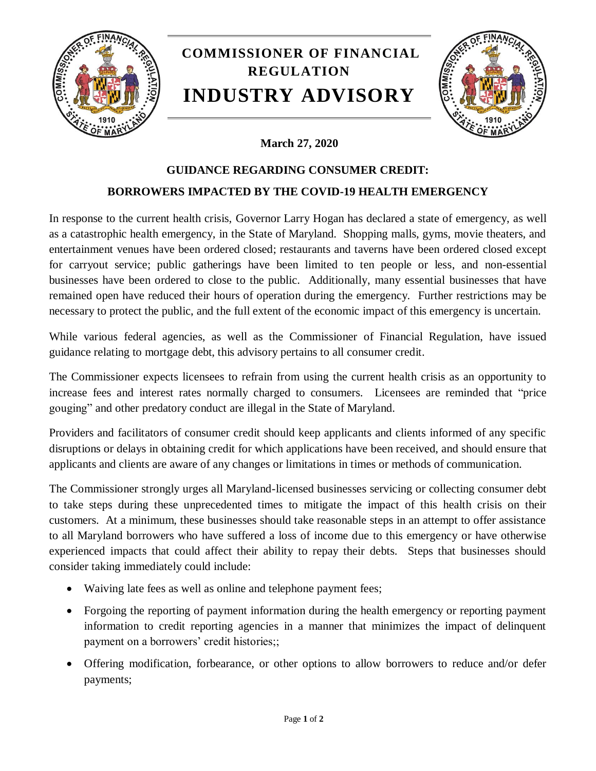# COMMISSIONER OF FINANCIAL REGULATION

# INDUSTRY ADVISORY

**March 27, 2020**

## GUIDANCE REGARDING CONSUMER CREDIT:

## BORROWERS IMPACTED BY THE COVID-19 HEALTH EMERGENCY

In response to the current health crisis, Governor Larry Hogan has declared a state of emergency, as well as a catastrophic health emergency, in the State of Maryland. Shopping malls, gyms, movie theaters, and entertainment venues have been ordered closed; restaurants and taverns have been ordered closed except for carryout service; public gatherings have been limited to ten people or less, and non-essential businesses have been ordered to close to the public. Additionally, many essential businesses that have remained open have reduced their hours of operation during the emergency. Further restrictions may be necessary to protect the public, and the full extent of the economic impact of this emergency is uncertain.

While various federal agencies, as well as the Commissioner of Financial Regulation, have issued guidance relating to mortgage debt, this advisory pertains to all consumer credit.

The Commissioner expects licensees to refrain from using the current health crisis as an opportunity to increase fees and interest rates normally charged to consumers. Licensees are reminded that "price gouging" and other predatory conduct are illegal in the State of Maryland.

Providers and facilitators of consumer credit should keep applicants and clients informed of any specific disruptions or delays in obtaining credit for which applications have been received, and should ensure that applicants and clients are aware of any changes or limitations in times or methods of communication.

The Commissioner strongly urges all Maryland-licensed businesses servicing or collecting consumer debt to take steps during these unprecedented times to mitigate the impact of this health crisis on their customers. At a minimum, these businesses should take reasonable steps in an attempt to offer assistance to all Maryland borrowers who have suffered a loss of income due to this emergency or have otherwise experienced impacts that could affect their ability to repay their debts. Steps that businesses should consider taking immediately could include:

- Waiving late fees as well as online and telephone payment fees;
- Forgoing the reporting of payment information during the health emergency or reporting payment information to credit reporting agencies in a manner that minimizes the impact of delinquent payment on a borrowers' credit histories;;
- Offering modification, forbearance, or other options to allow borrowers to reduce and/or defer payments;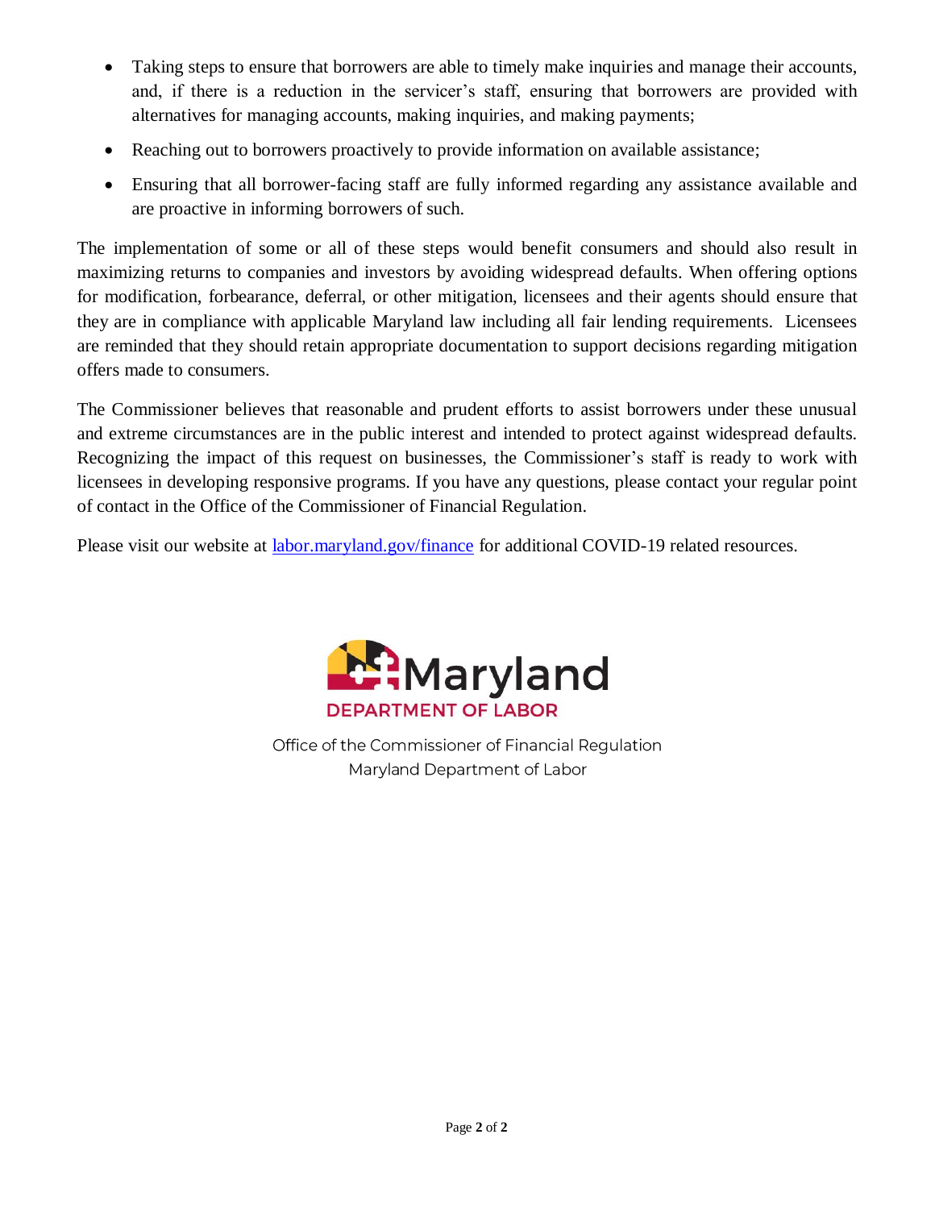- Taking steps to ensure that borrowers are able to timely make inquiries and manage their accounts, and, if there is a reduction in the servicer's staff, ensuring that borrowers are provided with alternatives for managing accounts, making inquiries, and making payments;
- Reaching out to borrowers proactively to provide information on available assistance;
- Ensuring that all borrower-facing staff are fully informed regarding any assistance available and are proactive in informing borrowers of such.

The implementation of some or all of these steps would benefit consumers and should also result in maximizing returns to companies and investors by avoiding widespread defaults. When offering options for modification, forbearance, deferral, or other mitigation, licensees and their agents should ensure that they are in compliance with applicable Maryland law including all fair lending requirements. Licensees are reminded that they should retain appropriate documentation to support decisions regarding mitigation offers made to consumers.

The Commissioner believes that reasonable and prudent efforts to assist borrowers under these unusual and extreme circumstances are in the public interest and intended to protect against widespread defaults. Recognizing the impact of this request on businesses, the Commissioner's staff is ready to work with licensees in developing responsive programs. If you have any questions, please contact your regular point of contact in the Office of the Commissioner of Financial Regulation.

Please visit our website at [labor.maryland.gov/finance](labor.maryland.gov/finance) for additional COVID-19 related resources.

Maryland
DEPARTMENT OF LABOR

Office of the Commissioner of Financial Regulation
Maryland Department of Labor